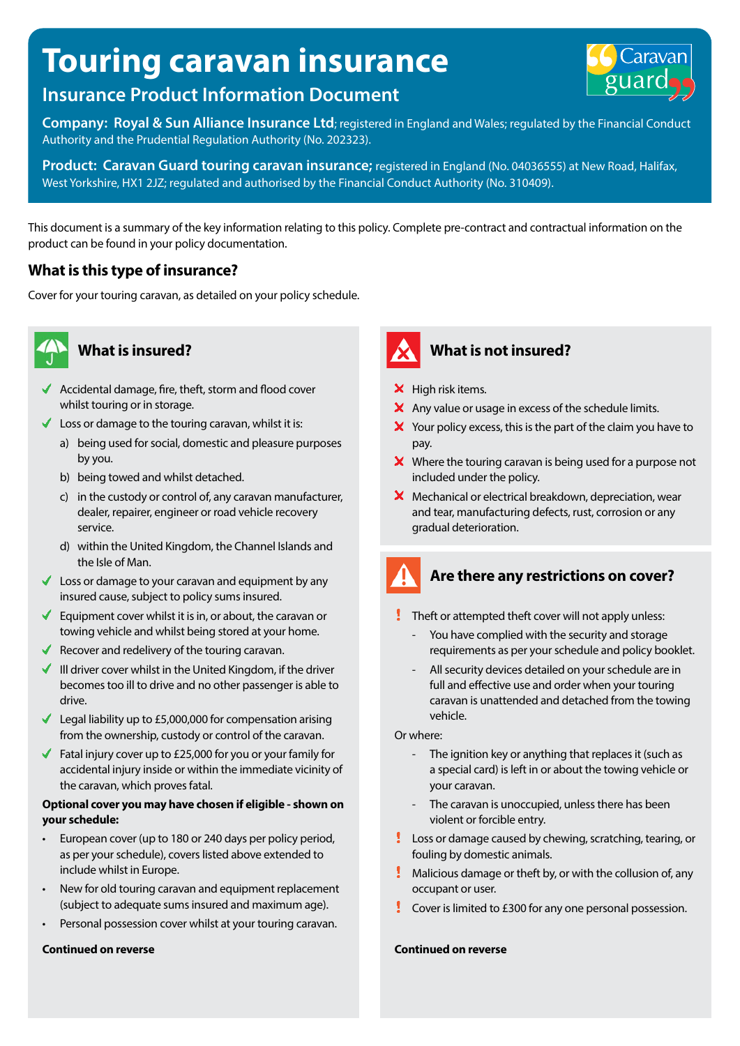# Touring caravan insurance

## Insurance Product Information Document

**Company: Royal & Sun Alliance Insurance Ltd**; registered in England and Wales; regulated by the Financial Conduct Authority and the Prudential Regulation Authority (No. 202323).

**Product: Caravan Guard touring caravan insurance;** registered in England (No. 04036555) at New Road, Halifax, West Yorkshire, HX1 2JZ; regulated and authorised by the Financial Conduct Authority (No. 310409).

This document is a summary of the key information relating to this policy. Complete pre-contract and contractual information on the product can be found in your policy documentation.

### What is this type of insurance?

Cover for your touring caravan, as detailed on your policy schedule.

### What is insured?

- ✔ Accidental damage, fire, theft, storm and flood cover whilst touring or in storage.
- ✔ Loss or damage to the touring caravan, whilst it is:
  - a) being used for social, domestic and pleasure purposes by you.
  - b) being towed and whilst detached.
  - c) in the custody or control of, any caravan manufacturer, dealer, repairer, engineer or road vehicle recovery service.
  - d) within the United Kingdom, the Channel Islands and the Isle of Man.
- ✔ Loss or damage to your caravan and equipment by any insured cause, subject to policy sums insured.
- ✔ Equipment cover whilst it is in, or about, the caravan or towing vehicle and whilst being stored at your home.
- ✔ Recover and redelivery of the touring caravan.
- ✔ Ill driver cover whilst in the United Kingdom, if the driver becomes too ill to drive and no other passenger is able to drive.
- ✔ Legal liability up to £5,000,000 for compensation arising from the ownership, custody or control of the caravan.
- ✔ Fatal injury cover up to £25,000 for you or your family for accidental injury inside or within the immediate vicinity of the caravan, which proves fatal.

**Optional cover you may have chosen if eligible - shown on your schedule:**

- European cover (up to 180 or 240 days per policy period, as per your schedule), covers listed above extended to include whilst in Europe.
- New for old touring caravan and equipment replacement (subject to adequate sums insured and maximum age).
- Personal possession cover whilst at your touring caravan.

**Continued on reverse**

### What is not insured?

- ✘ High risk items.
- ✘ Any value or usage in excess of the schedule limits.
- ✘ Your policy excess, this is the part of the claim you have to pay.
- ✘ Where the touring caravan is being used for a purpose not included under the policy.
- ✘ Mechanical or electrical breakdown, depreciation, wear and tear, manufacturing defects, rust, corrosion or any gradual deterioration.

### Are there any restrictions on cover?

- ! Theft or attempted theft cover will not apply unless:
  - You have complied with the security and storage requirements as per your schedule and policy booklet.
  - All security devices detailed on your schedule are in full and effective use and order when your touring caravan is unattended and detached from the towing vehicle.

  Or where:
  - The ignition key or anything that replaces it (such as a special card) is left in or about the towing vehicle or your caravan.
  - The caravan is unoccupied, unless there has been violent or forcible entry.
- ! Loss or damage caused by chewing, scratching, tearing, or fouling by domestic animals.
- ! Malicious damage or theft by, or with the collusion of, any occupant or user.
- ! Cover is limited to £300 for any one personal possession.

**Continued on reverse**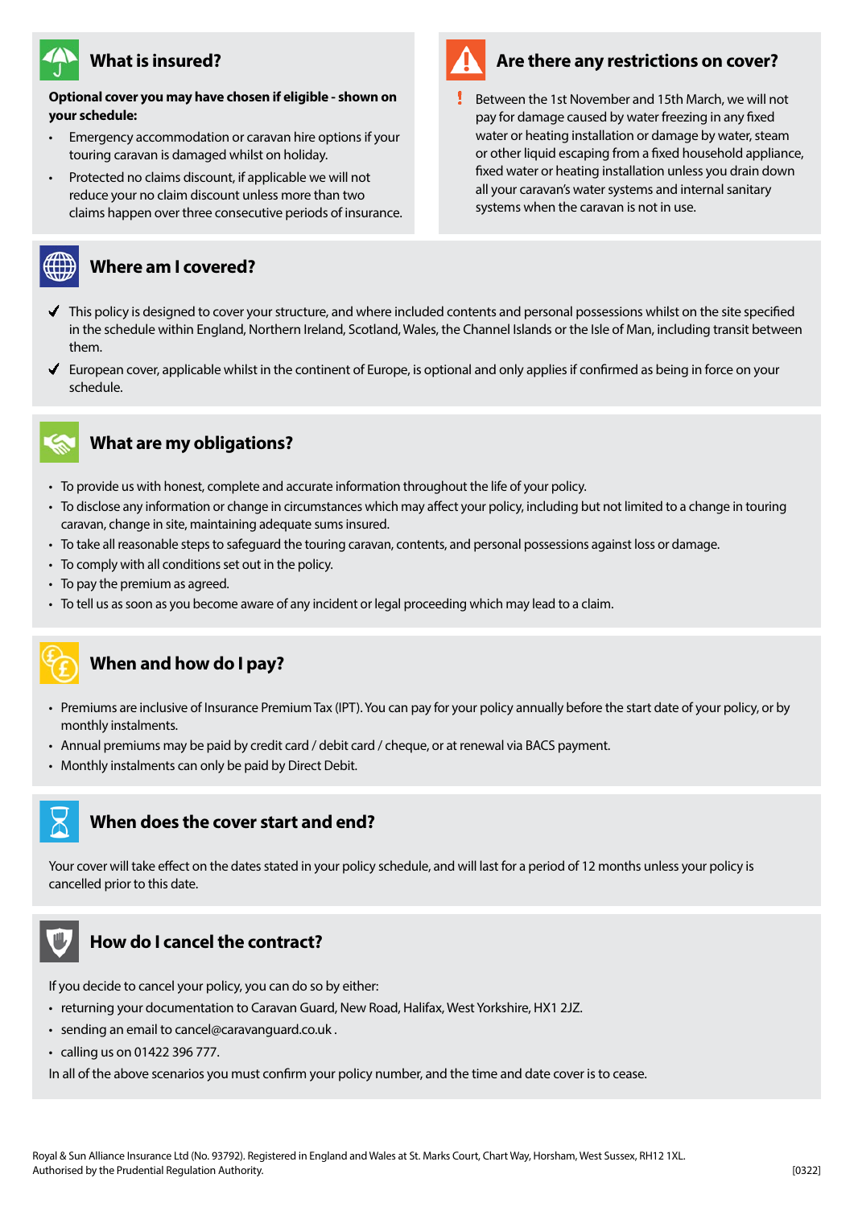## What is insured?

**Optional cover you may have chosen if eligible - shown on your schedule:**

- Emergency accommodation or caravan hire options if your touring caravan is damaged whilst on holiday.
- Protected no claims discount, if applicable we will not reduce your no claim discount unless more than two claims happen over three consecutive periods of insurance.

## Are there any restrictions on cover?

! Between the 1st November and 15th March, we will not pay for damage caused by water freezing in any fixed water or heating installation or damage by water, steam or other liquid escaping from a fixed household appliance, fixed water or heating installation unless you drain down all your caravan's water systems and internal sanitary systems when the caravan is not in use.

## Where am I covered?

✔ This policy is designed to cover your structure, and where included contents and personal possessions whilst on the site specified in the schedule within England, Northern Ireland, Scotland, Wales, the Channel Islands or the Isle of Man, including transit between them.

✔ European cover, applicable whilst in the continent of Europe, is optional and only applies if confirmed as being in force on your schedule.

## What are my obligations?

- To provide us with honest, complete and accurate information throughout the life of your policy.
- To disclose any information or change in circumstances which may affect your policy, including but not limited to a change in touring caravan, change in site, maintaining adequate sums insured.
- To take all reasonable steps to safeguard the touring caravan, contents, and personal possessions against loss or damage.
- To comply with all conditions set out in the policy.
- To pay the premium as agreed.
- To tell us as soon as you become aware of any incident or legal proceeding which may lead to a claim.

## When and how do I pay?

- Premiums are inclusive of Insurance Premium Tax (IPT). You can pay for your policy annually before the start date of your policy, or by monthly instalments.
- Annual premiums may be paid by credit card / debit card / cheque, or at renewal via BACS payment.
- Monthly instalments can only be paid by Direct Debit.

## When does the cover start and end?

Your cover will take effect on the dates stated in your policy schedule, and will last for a period of 12 months unless your policy is cancelled prior to this date.

## How do I cancel the contract?

If you decide to cancel your policy, you can do so by either:

- returning your documentation to Caravan Guard, New Road, Halifax, West Yorkshire, HX1 2JZ.
- sending an email to cancel@caravanguard.co.uk .
- calling us on 01422 396 777.

In all of the above scenarios you must confirm your policy number, and the time and date cover is to cease.

Royal & Sun Alliance Insurance Ltd (No. 93792). Registered in England and Wales at St. Marks Court, Chart Way, Horsham, West Sussex, RH12 1XL. Authorised by the Prudential Regulation Authority.

[0322]